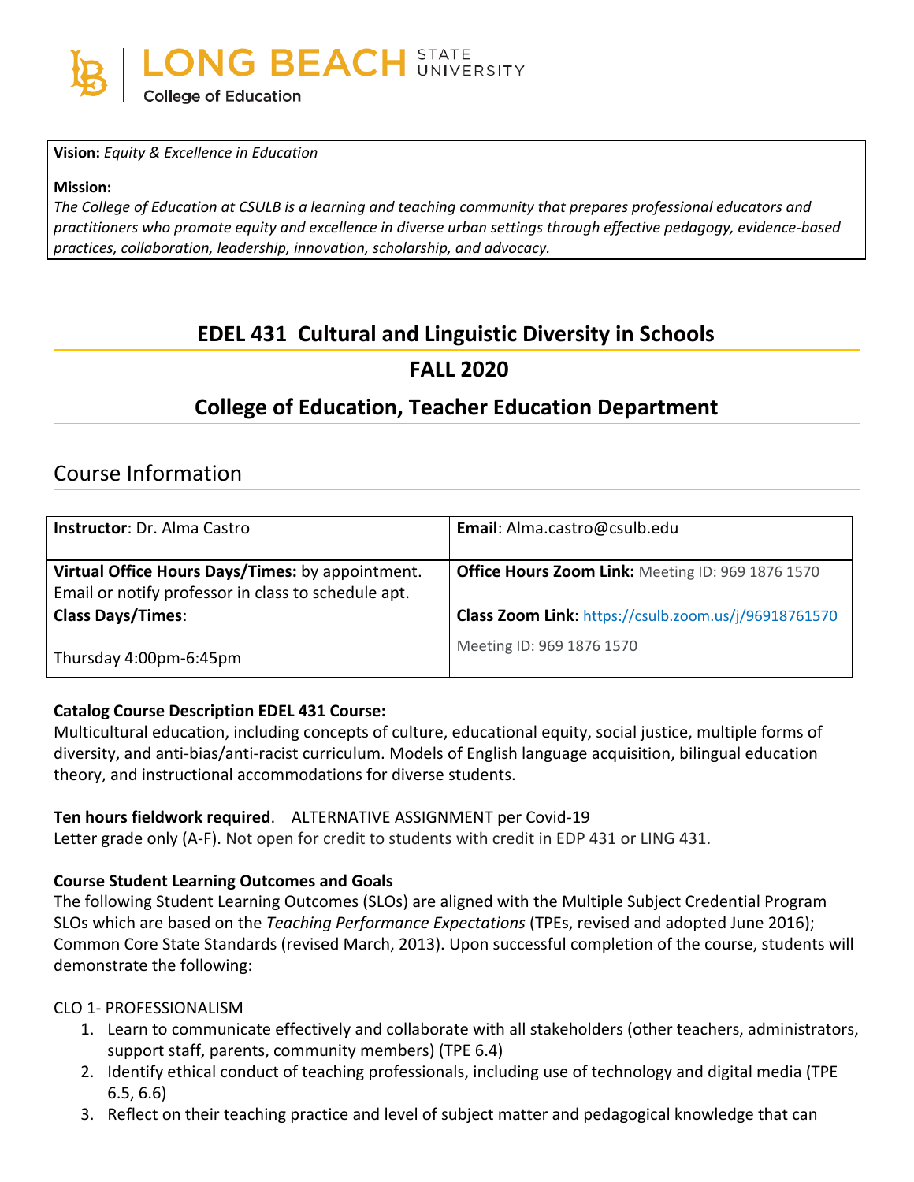LONG BEACH STATE UNIVERSITY
College of Education

**Vision:** *Equity & Excellence in Education*

**Mission:**
*The College of Education at CSULB is a learning and teaching community that prepares professional educators and practitioners who promote equity and excellence in diverse urban settings through effective pedagogy, evidence-based practices, collaboration, leadership, innovation, scholarship, and advocacy.*

# EDEL 431 Cultural and Linguistic Diversity in Schools

# FALL 2020

# College of Education, Teacher Education Department

## Course Information

| **Instructor**: Dr. Alma Castro | **Email**: Alma.castro@csulb.edu |
|---|---|
| **Virtual Office Hours Days/Times:** by appointment. Email or notify professor in class to schedule apt. | **Office Hours Zoom Link:** Meeting ID: 969 1876 1570 |
| **Class Days/Times**: Thursday 4:00pm-6:45pm | **Class Zoom Link**: https://csulb.zoom.us/j/96918761570 Meeting ID: 969 1876 1570 |

**Catalog Course Description EDEL 431 Course:**
Multicultural education, including concepts of culture, educational equity, social justice, multiple forms of diversity, and anti-bias/anti-racist curriculum. Models of English language acquisition, bilingual education theory, and instructional accommodations for diverse students.

**Ten hours fieldwork required**. ALTERNATIVE ASSIGNMENT per Covid-19
Letter grade only (A-F). Not open for credit to students with credit in EDP 431 or LING 431.

**Course Student Learning Outcomes and Goals**
The following Student Learning Outcomes (SLOs) are aligned with the Multiple Subject Credential Program SLOs which are based on the *Teaching Performance Expectations* (TPEs, revised and adopted June 2016); Common Core State Standards (revised March, 2013). Upon successful completion of the course, students will demonstrate the following:

CLO 1- PROFESSIONALISM

1. Learn to communicate effectively and collaborate with all stakeholders (other teachers, administrators, support staff, parents, community members) (TPE 6.4)
2. Identify ethical conduct of teaching professionals, including use of technology and digital media (TPE 6.5, 6.6)
3. Reflect on their teaching practice and level of subject matter and pedagogical knowledge that can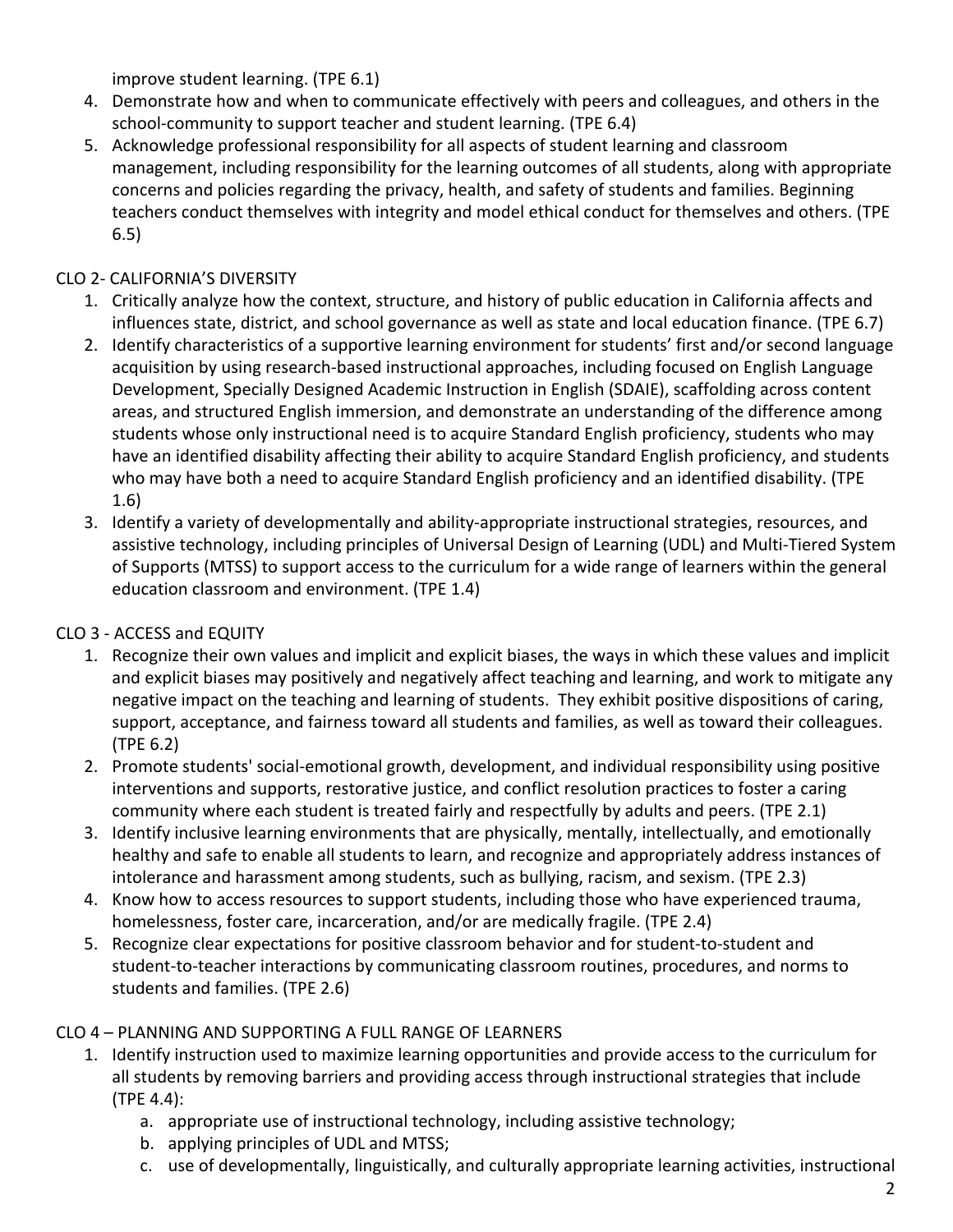improve student learning. (TPE 6.1)

4. Demonstrate how and when to communicate effectively with peers and colleagues, and others in the school-community to support teacher and student learning. (TPE 6.4)
5. Acknowledge professional responsibility for all aspects of student learning and classroom management, including responsibility for the learning outcomes of all students, along with appropriate concerns and policies regarding the privacy, health, and safety of students and families. Beginning teachers conduct themselves with integrity and model ethical conduct for themselves and others. (TPE 6.5)

CLO 2- CALIFORNIA'S DIVERSITY

1. Critically analyze how the context, structure, and history of public education in California affects and influences state, district, and school governance as well as state and local education finance. (TPE 6.7)
2. Identify characteristics of a supportive learning environment for students' first and/or second language acquisition by using research-based instructional approaches, including focused on English Language Development, Specially Designed Academic Instruction in English (SDAIE), scaffolding across content areas, and structured English immersion, and demonstrate an understanding of the difference among students whose only instructional need is to acquire Standard English proficiency, students who may have an identified disability affecting their ability to acquire Standard English proficiency, and students who may have both a need to acquire Standard English proficiency and an identified disability. (TPE 1.6)
3. Identify a variety of developmentally and ability-appropriate instructional strategies, resources, and assistive technology, including principles of Universal Design of Learning (UDL) and Multi-Tiered System of Supports (MTSS) to support access to the curriculum for a wide range of learners within the general education classroom and environment. (TPE 1.4)

CLO 3 - ACCESS and EQUITY

1. Recognize their own values and implicit and explicit biases, the ways in which these values and implicit and explicit biases may positively and negatively affect teaching and learning, and work to mitigate any negative impact on the teaching and learning of students. They exhibit positive dispositions of caring, support, acceptance, and fairness toward all students and families, as well as toward their colleagues. (TPE 6.2)
2. Promote students' social-emotional growth, development, and individual responsibility using positive interventions and supports, restorative justice, and conflict resolution practices to foster a caring community where each student is treated fairly and respectfully by adults and peers. (TPE 2.1)
3. Identify inclusive learning environments that are physically, mentally, intellectually, and emotionally healthy and safe to enable all students to learn, and recognize and appropriately address instances of intolerance and harassment among students, such as bullying, racism, and sexism. (TPE 2.3)
4. Know how to access resources to support students, including those who have experienced trauma, homelessness, foster care, incarceration, and/or are medically fragile. (TPE 2.4)
5. Recognize clear expectations for positive classroom behavior and for student-to-student and student-to-teacher interactions by communicating classroom routines, procedures, and norms to students and families. (TPE 2.6)

CLO 4 – PLANNING AND SUPPORTING A FULL RANGE OF LEARNERS

1. Identify instruction used to maximize learning opportunities and provide access to the curriculum for all students by removing barriers and providing access through instructional strategies that include (TPE 4.4):
   a. appropriate use of instructional technology, including assistive technology;
   b. applying principles of UDL and MTSS;
   c. use of developmentally, linguistically, and culturally appropriate learning activities, instructional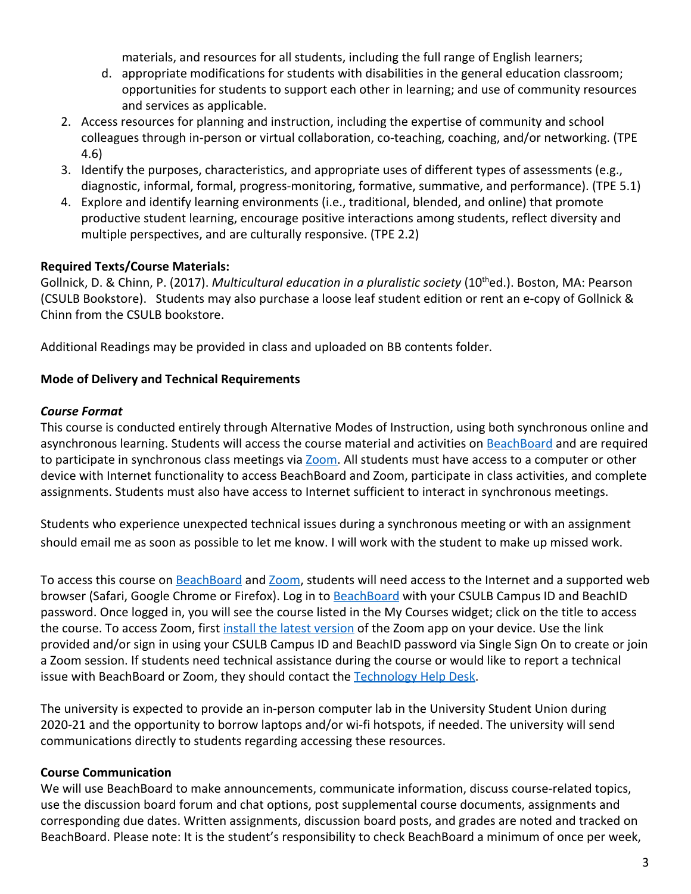materials, and resources for all students, including the full range of English learners;

d. appropriate modifications for students with disabilities in the general education classroom; opportunities for students to support each other in learning; and use of community resources and services as applicable.

2. Access resources for planning and instruction, including the expertise of community and school colleagues through in-person or virtual collaboration, co-teaching, coaching, and/or networking. (TPE 4.6)
3. Identify the purposes, characteristics, and appropriate uses of different types of assessments (e.g., diagnostic, informal, formal, progress-monitoring, formative, summative, and performance). (TPE 5.1)
4. Explore and identify learning environments (i.e., traditional, blended, and online) that promote productive student learning, encourage positive interactions among students, reflect diversity and multiple perspectives, and are culturally responsive. (TPE 2.2)

**Required Texts/Course Materials:**

Gollnick, D. & Chinn, P. (2017). *Multicultural education in a pluralistic society* (10th ed.). Boston, MA: Pearson (CSULB Bookstore). Students may also purchase a loose leaf student edition or rent an e-copy of Gollnick & Chinn from the CSULB bookstore.

Additional Readings may be provided in class and uploaded on BB contents folder.

**Mode of Delivery and Technical Requirements**

***Course Format***

This course is conducted entirely through Alternative Modes of Instruction, using both synchronous online and asynchronous learning. Students will access the course material and activities on BeachBoard and are required to participate in synchronous class meetings via Zoom. All students must have access to a computer or other device with Internet functionality to access BeachBoard and Zoom, participate in class activities, and complete assignments. Students must also have access to Internet sufficient to interact in synchronous meetings.

Students who experience unexpected technical issues during a synchronous meeting or with an assignment should email me as soon as possible to let me know. I will work with the student to make up missed work.

To access this course on BeachBoard and Zoom, students will need access to the Internet and a supported web browser (Safari, Google Chrome or Firefox). Log in to BeachBoard with your CSULB Campus ID and BeachID password. Once logged in, you will see the course listed in the My Courses widget; click on the title to access the course. To access Zoom, first install the latest version of the Zoom app on your device. Use the link provided and/or sign in using your CSULB Campus ID and BeachID password via Single Sign On to create or join a Zoom session. If students need technical assistance during the course or would like to report a technical issue with BeachBoard or Zoom, they should contact the Technology Help Desk.

The university is expected to provide an in-person computer lab in the University Student Union during 2020-21 and the opportunity to borrow laptops and/or wi-fi hotspots, if needed. The university will send communications directly to students regarding accessing these resources.

**Course Communication**

We will use BeachBoard to make announcements, communicate information, discuss course-related topics, use the discussion board forum and chat options, post supplemental course documents, assignments and corresponding due dates. Written assignments, discussion board posts, and grades are noted and tracked on BeachBoard. Please note: It is the student's responsibility to check BeachBoard a minimum of once per week,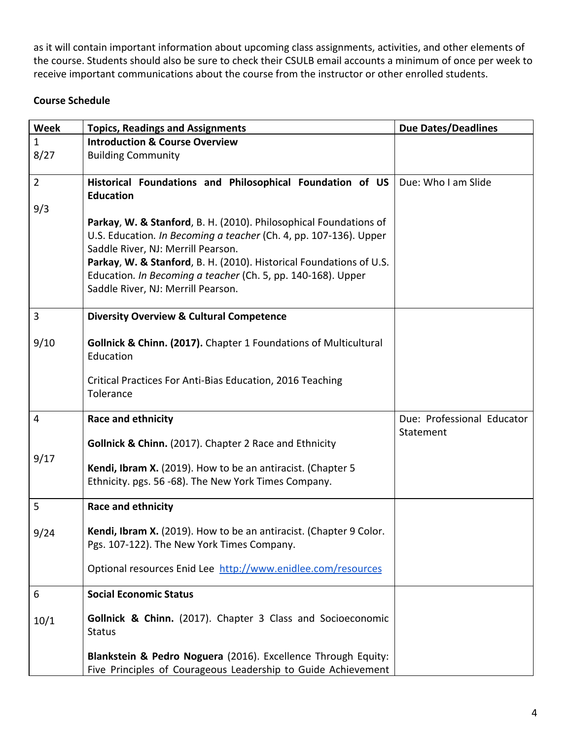as it will contain important information about upcoming class assignments, activities, and other elements of the course. Students should also be sure to check their CSULB email accounts a minimum of once per week to receive important communications about the course from the instructor or other enrolled students.

**Course Schedule**

| Week | Topics, Readings and Assignments | Due Dates/Deadlines |
|---|---|---|
| 1<br>8/27 | **Introduction & Course Overview**<br>Building Community | |
| 2<br><br>9/3 | **Historical Foundations and Philosophical Foundation of US Education**<br><br>**Parkay**, **W. & Stanford**, B. H. (2010). Philosophical Foundations of U.S. Education. *In Becoming a teacher* (Ch. 4, pp. 107-136). Upper Saddle River, NJ: Merrill Pearson.<br>**Parkay**, **W. & Stanford**, B. H. (2010). Historical Foundations of U.S. Education. *In Becoming a teacher* (Ch. 5, pp. 140-168). Upper Saddle River, NJ: Merrill Pearson. | Due: Who I am Slide |
| 3<br><br>9/10 | **Diversity Overview & Cultural Competence**<br><br>**Gollnick & Chinn. (2017).** Chapter 1 Foundations of Multicultural Education<br><br>Critical Practices For Anti-Bias Education, 2016 Teaching Tolerance | |
| 4<br><br><br>9/17 | **Race and ethnicity**<br><br>**Gollnick & Chinn.** (2017). Chapter 2 Race and Ethnicity<br><br>**Kendi, Ibram X.** (2019). How to be an antiracist. (Chapter 5 Ethnicity. pgs. 56 -68). The New York Times Company. | Due: Professional Educator Statement |
| 5<br><br>9/24 | **Race and ethnicity**<br><br>**Kendi, Ibram X.** (2019). How to be an antiracist. (Chapter 9 Color. Pgs. 107-122). The New York Times Company.<br><br>Optional resources Enid Lee http://www.enidlee.com/resources | |
| 6<br><br>10/1 | **Social Economic Status**<br><br>**Gollnick & Chinn.** (2017). Chapter 3 Class and Socioeconomic Status<br><br>**Blankstein & Pedro Noguera** (2016). Excellence Through Equity: Five Principles of Courageous Leadership to Guide Achievement | |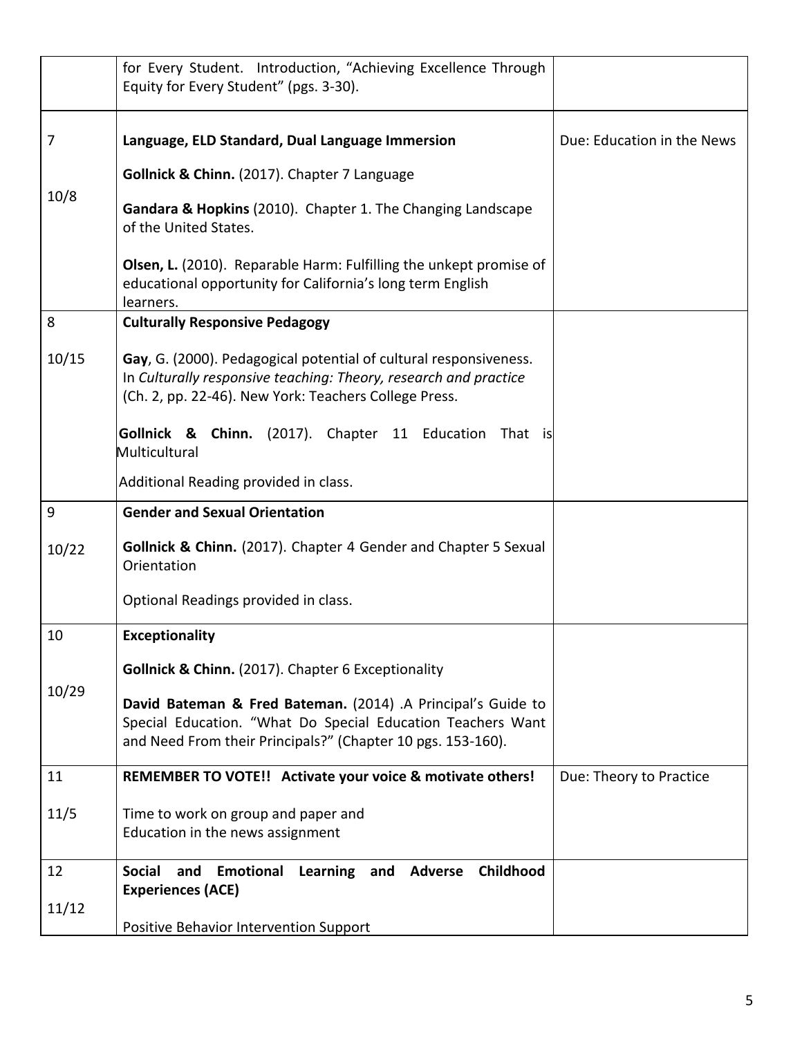| | | |
|---|---|---|
| | for Every Student. Introduction, "Achieving Excellence Through Equity for Every Student" (pgs. 3-30). | |
| 7<br><br>10/8 | **Language, ELD Standard, Dual Language Immersion**<br><br>**Gollnick & Chinn.** (2017). Chapter 7 Language<br><br>**Gandara & Hopkins** (2010). Chapter 1. The Changing Landscape of the United States.<br><br>**Olsen, L.** (2010). Reparable Harm: Fulfilling the unkept promise of educational opportunity for California's long term English learners. | Due: Education in the News |
| 8<br><br>10/15 | **Culturally Responsive Pedagogy**<br><br>**Gay**, G. (2000). Pedagogical potential of cultural responsiveness. In *Culturally responsive teaching: Theory, research and practice* (Ch. 2, pp. 22-46). New York: Teachers College Press.<br><br>**Gollnick & Chinn.** (2017). Chapter 11 Education That is Multicultural<br><br>Additional Reading provided in class. | |
| 9<br><br>10/22 | **Gender and Sexual Orientation**<br><br>**Gollnick & Chinn.** (2017). Chapter 4 Gender and Chapter 5 Sexual Orientation<br><br>Optional Readings provided in class. | |
| 10<br><br>10/29 | **Exceptionality**<br><br>**Gollnick & Chinn.** (2017). Chapter 6 Exceptionality<br><br>**David Bateman & Fred Bateman.** (2014) .A Principal's Guide to Special Education. "What Do Special Education Teachers Want and Need From their Principals?" (Chapter 10 pgs. 153-160). | |
| 11<br><br>11/5 | **REMEMBER TO VOTE!! Activate your voice & motivate others!**<br><br>Time to work on group and paper and Education in the news assignment | Due: Theory to Practice |
| 12<br><br>11/12 | **Social and Emotional Learning and Adverse Childhood Experiences (ACE)**<br><br>Positive Behavior Intervention Support | |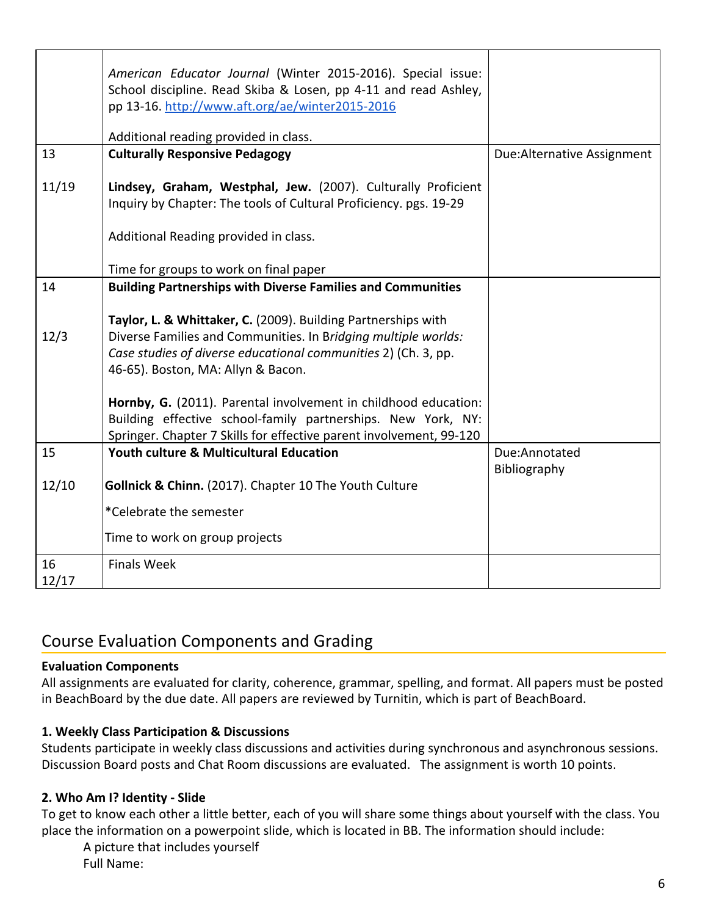| | | |
|---|---|---|
| | *American Educator Journal* (Winter 2015-2016). Special issue: School discipline. Read Skiba & Losen, pp 4-11 and read Ashley, pp 13-16. http://www.aft.org/ae/winter2015-2016<br><br>Additional reading provided in class. | |
| 13<br><br>11/19 | **Culturally Responsive Pedagogy**<br><br>**Lindsey, Graham, Westphal, Jew.** (2007). Culturally Proficient Inquiry by Chapter: The tools of Cultural Proficiency. pgs. 19-29<br><br>Additional Reading provided in class.<br><br>Time for groups to work on final paper | Due:Alternative Assignment |
| 14<br><br>12/3 | **Building Partnerships with Diverse Families and Communities**<br><br>**Taylor, L. & Whittaker, C.** (2009). Building Partnerships with Diverse Families and Communities. In B*ridging multiple worlds: Case studies of diverse educational communities* 2) (Ch. 3, pp. 46-65). Boston, MA: Allyn & Bacon.<br><br>**Hornby, G.** (2011). Parental involvement in childhood education: Building effective school-family partnerships. New York, NY: Springer. Chapter 7 Skills for effective parent involvement, 99-120 | |
| 15<br><br>12/10 | **Youth culture & Multicultural Education**<br><br>**Gollnick & Chinn.** (2017). Chapter 10 The Youth Culture<br><br>*Celebrate the semester<br><br>Time to work on group projects | Due:Annotated Bibliography |
| 16<br>12/17 | Finals Week | |

## Course Evaluation Components and Grading

**Evaluation Components**

All assignments are evaluated for clarity, coherence, grammar, spelling, and format. All papers must be posted in BeachBoard by the due date. All papers are reviewed by Turnitin, which is part of BeachBoard.

**1. Weekly Class Participation & Discussions**

Students participate in weekly class discussions and activities during synchronous and asynchronous sessions. Discussion Board posts and Chat Room discussions are evaluated. The assignment is worth 10 points.

**2. Who Am I? Identity - Slide**

To get to know each other a little better, each of you will share some things about yourself with the class. You place the information on a powerpoint slide, which is located in BB. The information should include:

A picture that includes yourself
Full Name: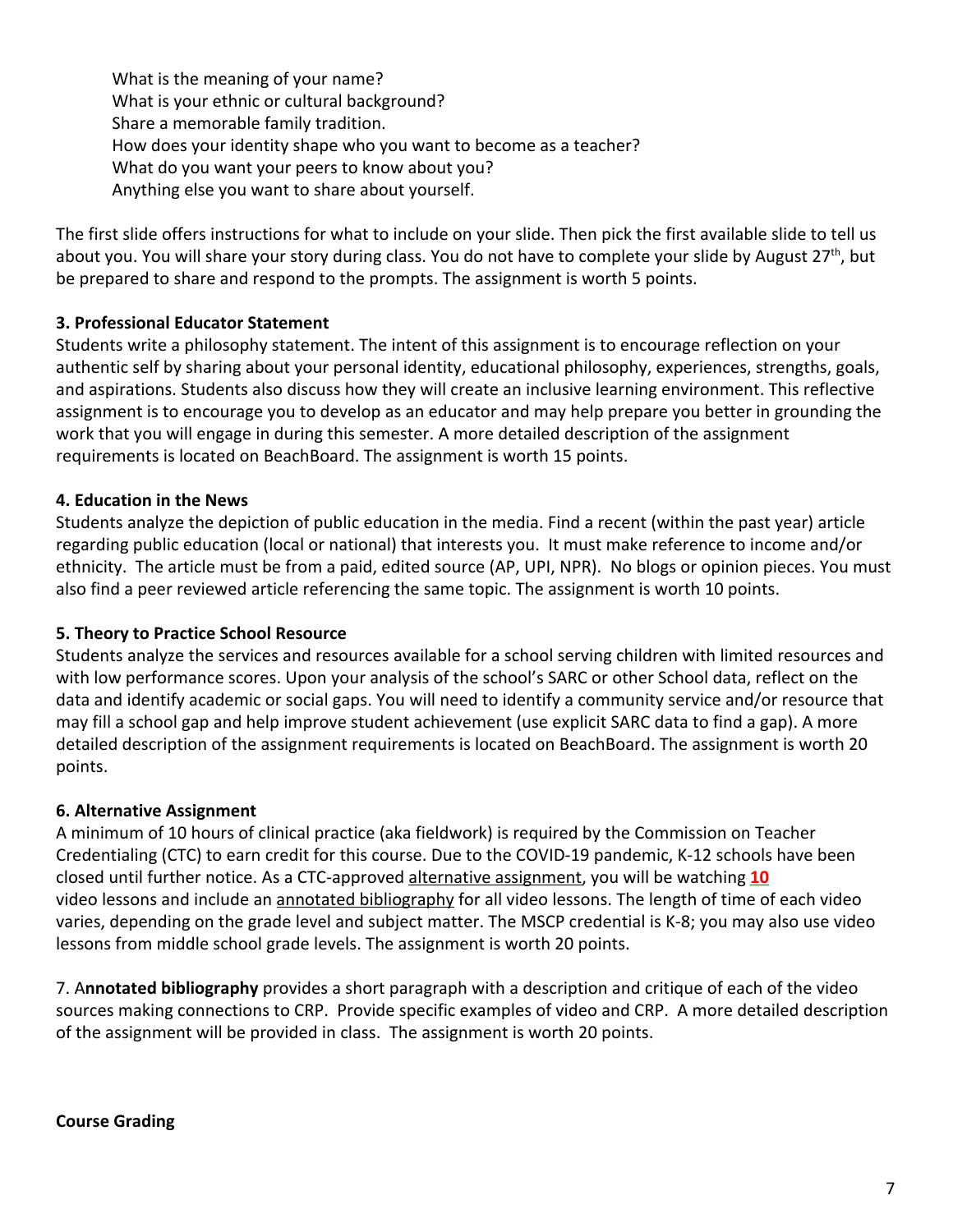What is the meaning of your name?
What is your ethnic or cultural background?
Share a memorable family tradition.
How does your identity shape who you want to become as a teacher?
What do you want your peers to know about you?
Anything else you want to share about yourself.

The first slide offers instructions for what to include on your slide. Then pick the first available slide to tell us about you. You will share your story during class. You do not have to complete your slide by August 27th, but be prepared to share and respond to the prompts. The assignment is worth 5 points.

**3. Professional Educator Statement**
Students write a philosophy statement. The intent of this assignment is to encourage reflection on your authentic self by sharing about your personal identity, educational philosophy, experiences, strengths, goals, and aspirations. Students also discuss how they will create an inclusive learning environment. This reflective assignment is to encourage you to develop as an educator and may help prepare you better in grounding the work that you will engage in during this semester. A more detailed description of the assignment requirements is located on BeachBoard. The assignment is worth 15 points.

**4. Education in the News**
Students analyze the depiction of public education in the media. Find a recent (within the past year) article regarding public education (local or national) that interests you. It must make reference to income and/or ethnicity. The article must be from a paid, edited source (AP, UPI, NPR). No blogs or opinion pieces. You must also find a peer reviewed article referencing the same topic. The assignment is worth 10 points.

**5. Theory to Practice School Resource**
Students analyze the services and resources available for a school serving children with limited resources and with low performance scores. Upon your analysis of the school's SARC or other School data, reflect on the data and identify academic or social gaps. You will need to identify a community service and/or resource that may fill a school gap and help improve student achievement (use explicit SARC data to find a gap). A more detailed description of the assignment requirements is located on BeachBoard. The assignment is worth 20 points.

**6. Alternative Assignment**
A minimum of 10 hours of clinical practice (aka fieldwork) is required by the Commission on Teacher Credentialing (CTC) to earn credit for this course. Due to the COVID-19 pandemic, K-12 schools have been closed until further notice. As a CTC-approved alternative assignment, you will be watching **10** video lessons and include an annotated bibliography for all video lessons. The length of time of each video varies, depending on the grade level and subject matter. The MSCP credential is K-8; you may also use video lessons from middle school grade levels. The assignment is worth 20 points.

7. A**nnotated bibliography** provides a short paragraph with a description and critique of each of the video sources making connections to CRP. Provide specific examples of video and CRP. A more detailed description of the assignment will be provided in class. The assignment is worth 20 points.

**Course Grading**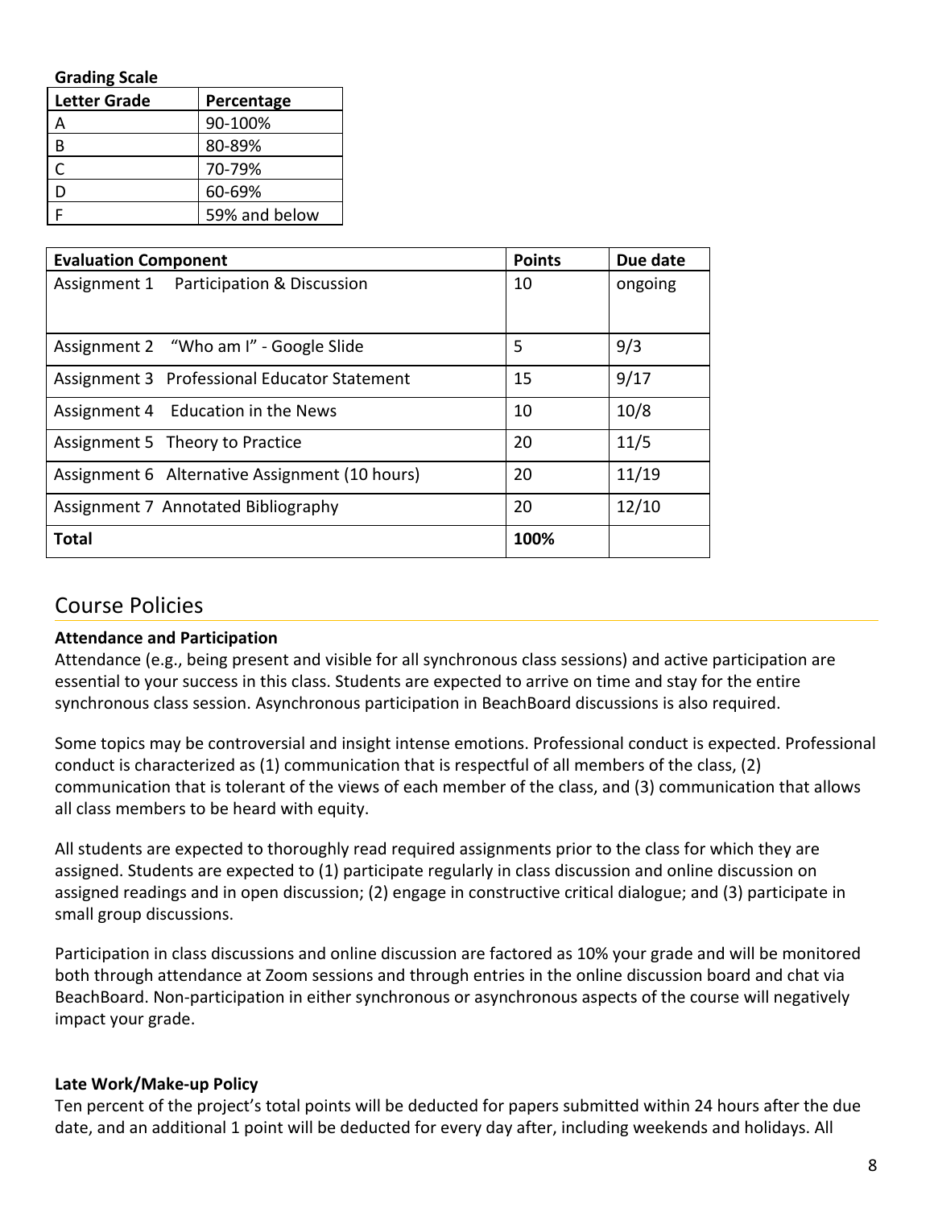**Grading Scale**

| Letter Grade | Percentage |
| --- | --- |
| A | 90-100% |
| B | 80-89% |
| C | 70-79% |
| D | 60-69% |
| F | 59% and below |

| Evaluation Component | Points | Due date |
| --- | --- | --- |
| Assignment 1 Participation & Discussion | 10 | ongoing |
| Assignment 2 "Who am I" - Google Slide | 5 | 9/3 |
| Assignment 3 Professional Educator Statement | 15 | 9/17 |
| Assignment 4 Education in the News | 10 | 10/8 |
| Assignment 5 Theory to Practice | 20 | 11/5 |
| Assignment 6 Alternative Assignment (10 hours) | 20 | 11/19 |
| Assignment 7 Annotated Bibliography | 20 | 12/10 |
| **Total** | **100%** | |

## Course Policies

**Attendance and Participation**

Attendance (e.g., being present and visible for all synchronous class sessions) and active participation are essential to your success in this class. Students are expected to arrive on time and stay for the entire synchronous class session. Asynchronous participation in BeachBoard discussions is also required.

Some topics may be controversial and insight intense emotions. Professional conduct is expected. Professional conduct is characterized as (1) communication that is respectful of all members of the class, (2) communication that is tolerant of the views of each member of the class, and (3) communication that allows all class members to be heard with equity.

All students are expected to thoroughly read required assignments prior to the class for which they are assigned. Students are expected to (1) participate regularly in class discussion and online discussion on assigned readings and in open discussion; (2) engage in constructive critical dialogue; and (3) participate in small group discussions.

Participation in class discussions and online discussion are factored as 10% your grade and will be monitored both through attendance at Zoom sessions and through entries in the online discussion board and chat via BeachBoard. Non-participation in either synchronous or asynchronous aspects of the course will negatively impact your grade.

**Late Work/Make-up Policy**

Ten percent of the project's total points will be deducted for papers submitted within 24 hours after the due date, and an additional 1 point will be deducted for every day after, including weekends and holidays. All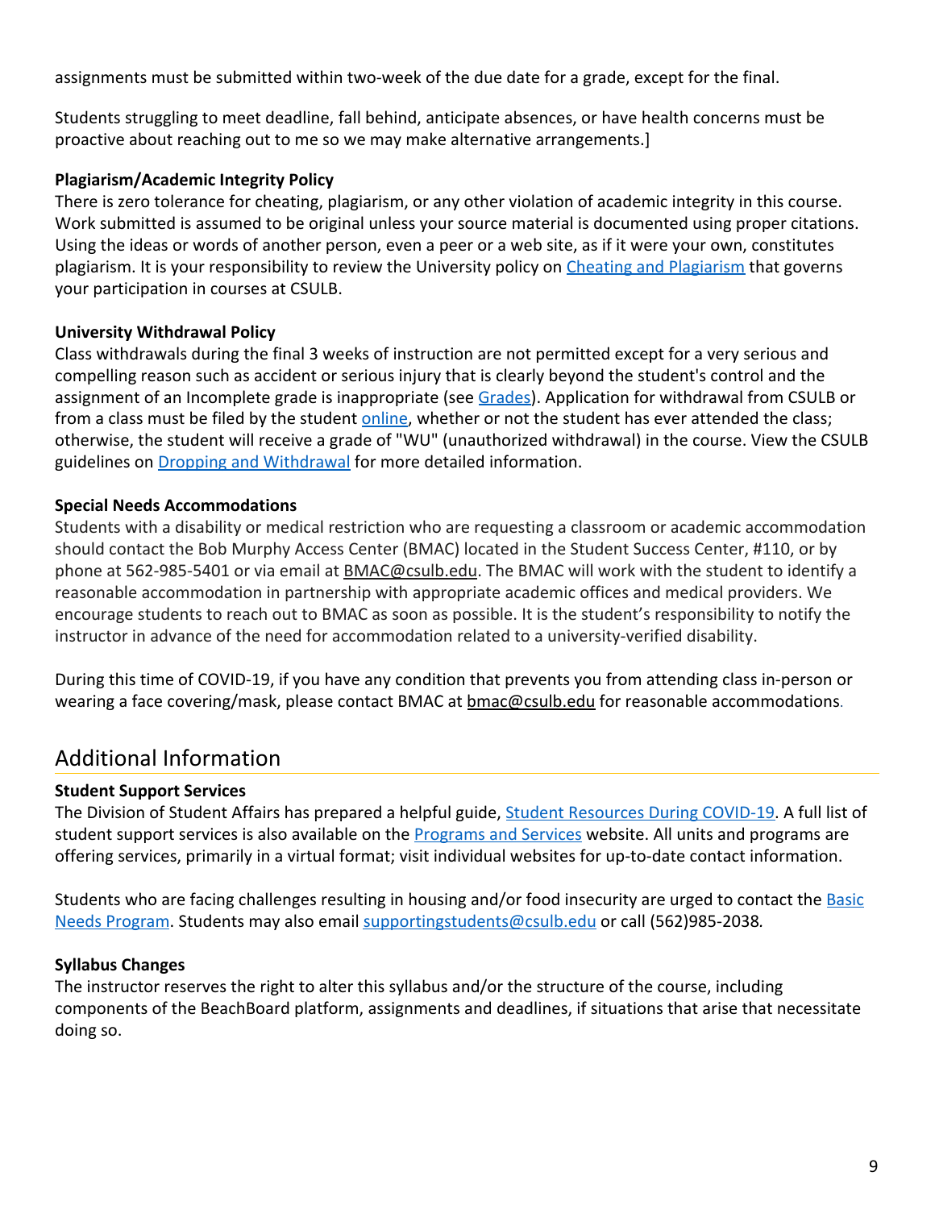assignments must be submitted within two-week of the due date for a grade, except for the final.

Students struggling to meet deadline, fall behind, anticipate absences, or have health concerns must be proactive about reaching out to me so we may make alternative arrangements.]

**Plagiarism/Academic Integrity Policy**
There is zero tolerance for cheating, plagiarism, or any other violation of academic integrity in this course. Work submitted is assumed to be original unless your source material is documented using proper citations. Using the ideas or words of another person, even a peer or a web site, as if it were your own, constitutes plagiarism. It is your responsibility to review the University policy on [Cheating and Plagiarism] that governs your participation in courses at CSULB.

**University Withdrawal Policy**
Class withdrawals during the final 3 weeks of instruction are not permitted except for a very serious and compelling reason such as accident or serious injury that is clearly beyond the student's control and the assignment of an Incomplete grade is inappropriate (see [Grades]). Application for withdrawal from CSULB or from a class must be filed by the student [online], whether or not the student has ever attended the class; otherwise, the student will receive a grade of "WU" (unauthorized withdrawal) in the course. View the CSULB guidelines on [Dropping and Withdrawal] for more detailed information.

**Special Needs Accommodations**
Students with a disability or medical restriction who are requesting a classroom or academic accommodation should contact the Bob Murphy Access Center (BMAC) located in the Student Success Center, #110, or by phone at 562-985-5401 or via email at BMAC@csulb.edu. The BMAC will work with the student to identify a reasonable accommodation in partnership with appropriate academic offices and medical providers. We encourage students to reach out to BMAC as soon as possible. It is the student's responsibility to notify the instructor in advance of the need for accommodation related to a university-verified disability.

During this time of COVID-19, if you have any condition that prevents you from attending class in-person or wearing a face covering/mask, please contact BMAC at bmac@csulb.edu for reasonable accommodations.

## Additional Information

**Student Support Services**
The Division of Student Affairs has prepared a helpful guide, [Student Resources During COVID-19]. A full list of student support services is also available on the [Programs and Services] website. All units and programs are offering services, primarily in a virtual format; visit individual websites for up-to-date contact information.

Students who are facing challenges resulting in housing and/or food insecurity are urged to contact the [Basic Needs Program]. Students may also email supportingstudents@csulb.edu or call (562)985-2038.

**Syllabus Changes**
The instructor reserves the right to alter this syllabus and/or the structure of the course, including components of the BeachBoard platform, assignments and deadlines, if situations that arise that necessitate doing so.